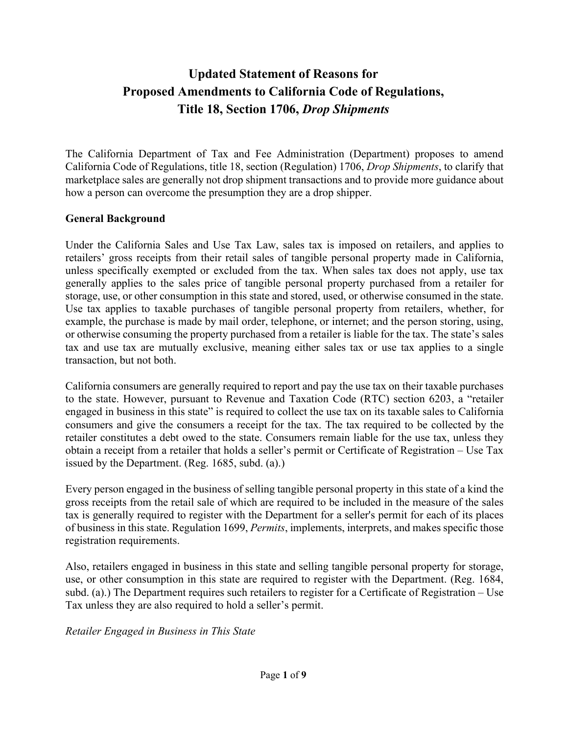# Updated Statement of Reasons for Proposed Amendments to California Code of Regulations, Title 18, Section 1706, *Drop Shipments*

The California Department of Tax and Fee Administration (Department) proposes to amend California Code of Regulations, title 18, section (Regulation) 1706, *Drop Shipments*, to clarify that marketplace sales are generally not drop shipment transactions and to provide more guidance about how a person can overcome the presumption they are a drop shipper.

## General Background

Under the California Sales and Use Tax Law, sales tax is imposed on retailers, and applies to retailers' gross receipts from their retail sales of tangible personal property made in California, unless specifically exempted or excluded from the tax. When sales tax does not apply, use tax generally applies to the sales price of tangible personal property purchased from a retailer for storage, use, or other consumption in this state and stored, used, or otherwise consumed in the state. Use tax applies to taxable purchases of tangible personal property from retailers, whether, for example, the purchase is made by mail order, telephone, or internet; and the person storing, using, or otherwise consuming the property purchased from a retailer is liable for the tax. The state's sales tax and use tax are mutually exclusive, meaning either sales tax or use tax applies to a single transaction, but not both.

California consumers are generally required to report and pay the use tax on their taxable purchases to the state. However, pursuant to Revenue and Taxation Code (RTC) section 6203, a "retailer engaged in business in this state" is required to collect the use tax on its taxable sales to California consumers and give the consumers a receipt for the tax. The tax required to be collected by the retailer constitutes a debt owed to the state. Consumers remain liable for the use tax, unless they obtain a receipt from a retailer that holds a seller's permit or Certificate of Registration – Use Tax issued by the Department. (Reg. 1685, subd. (a).)

Every person engaged in the business of selling tangible personal property in this state of a kind the gross receipts from the retail sale of which are required to be included in the measure of the sales tax is generally required to register with the Department for a seller's permit for each of its places of business in this state. Regulation 1699, *Permits*, implements, interprets, and makes specific those registration requirements.

Also, retailers engaged in business in this state and selling tangible personal property for storage, use, or other consumption in this state are required to register with the Department. (Reg. 1684, subd. (a).) The Department requires such retailers to register for a Certificate of Registration – Use Tax unless they are also required to hold a seller's permit.

### *Retailer Engaged in Business in This State*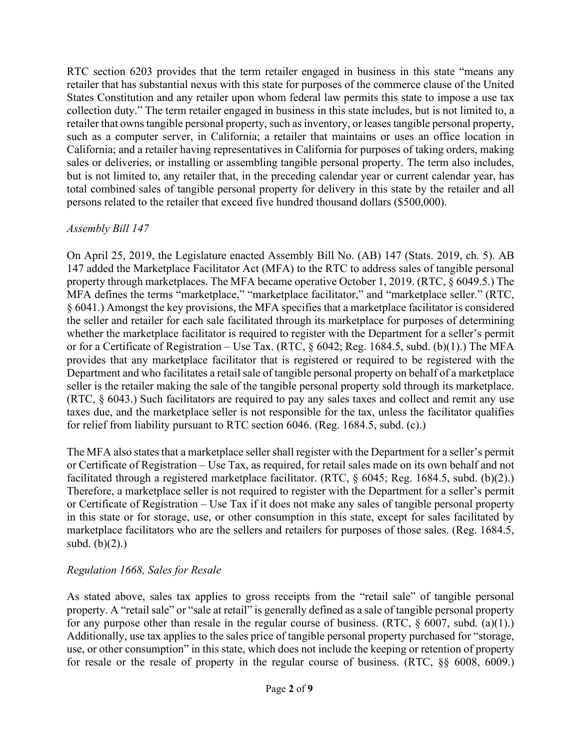RTC section 6203 provides that the term retailer engaged in business in this state "means any retailer that has substantial nexus with this state for purposes of the commerce clause of the United States Constitution and any retailer upon whom federal law permits this state to impose a use tax collection duty." The term retailer engaged in business in this state includes, but is not limited to, a retailer that owns tangible personal property, such as inventory, or leases tangible personal property, such as a computer server, in California; a retailer that maintains or uses an office location in California; and a retailer having representatives in California for purposes of taking orders, making sales or deliveries, or installing or assembling tangible personal property. The term also includes, but is not limited to, any retailer that, in the preceding calendar year or current calendar year, has total combined sales of tangible personal property for delivery in this state by the retailer and all persons related to the retailer that exceed five hundred thousand dollars ($500,000).

*Assembly Bill 147*

On April 25, 2019, the Legislature enacted Assembly Bill No. (AB) 147 (Stats. 2019, ch. 5). AB 147 added the Marketplace Facilitator Act (MFA) to the RTC to address sales of tangible personal property through marketplaces. The MFA became operative October 1, 2019. (RTC, § 6049.5.) The MFA defines the terms "marketplace," "marketplace facilitator," and "marketplace seller." (RTC, § 6041.) Amongst the key provisions, the MFA specifies that a marketplace facilitator is considered the seller and retailer for each sale facilitated through its marketplace for purposes of determining whether the marketplace facilitator is required to register with the Department for a seller's permit or for a Certificate of Registration – Use Tax. (RTC, § 6042; Reg. 1684.5, subd. (b)(1).) The MFA provides that any marketplace facilitator that is registered or required to be registered with the Department and who facilitates a retail sale of tangible personal property on behalf of a marketplace seller is the retailer making the sale of the tangible personal property sold through its marketplace. (RTC, § 6043.) Such facilitators are required to pay any sales taxes and collect and remit any use taxes due, and the marketplace seller is not responsible for the tax, unless the facilitator qualifies for relief from liability pursuant to RTC section 6046. (Reg. 1684.5, subd. (c).)

The MFA also states that a marketplace seller shall register with the Department for a seller's permit or Certificate of Registration – Use Tax, as required, for retail sales made on its own behalf and not facilitated through a registered marketplace facilitator. (RTC, § 6045; Reg. 1684.5, subd. (b)(2).) Therefore, a marketplace seller is not required to register with the Department for a seller's permit or Certificate of Registration – Use Tax if it does not make any sales of tangible personal property in this state or for storage, use, or other consumption in this state, except for sales facilitated by marketplace facilitators who are the sellers and retailers for purposes of those sales. (Reg. 1684.5, subd. (b)(2).)

*Regulation 1668, Sales for Resale*

As stated above, sales tax applies to gross receipts from the "retail sale" of tangible personal property. A "retail sale" or "sale at retail" is generally defined as a sale of tangible personal property for any purpose other than resale in the regular course of business. (RTC, § 6007, subd. (a)(1).) Additionally, use tax applies to the sales price of tangible personal property purchased for "storage, use, or other consumption" in this state, which does not include the keeping or retention of property for resale or the resale of property in the regular course of business. (RTC, §§ 6008, 6009.)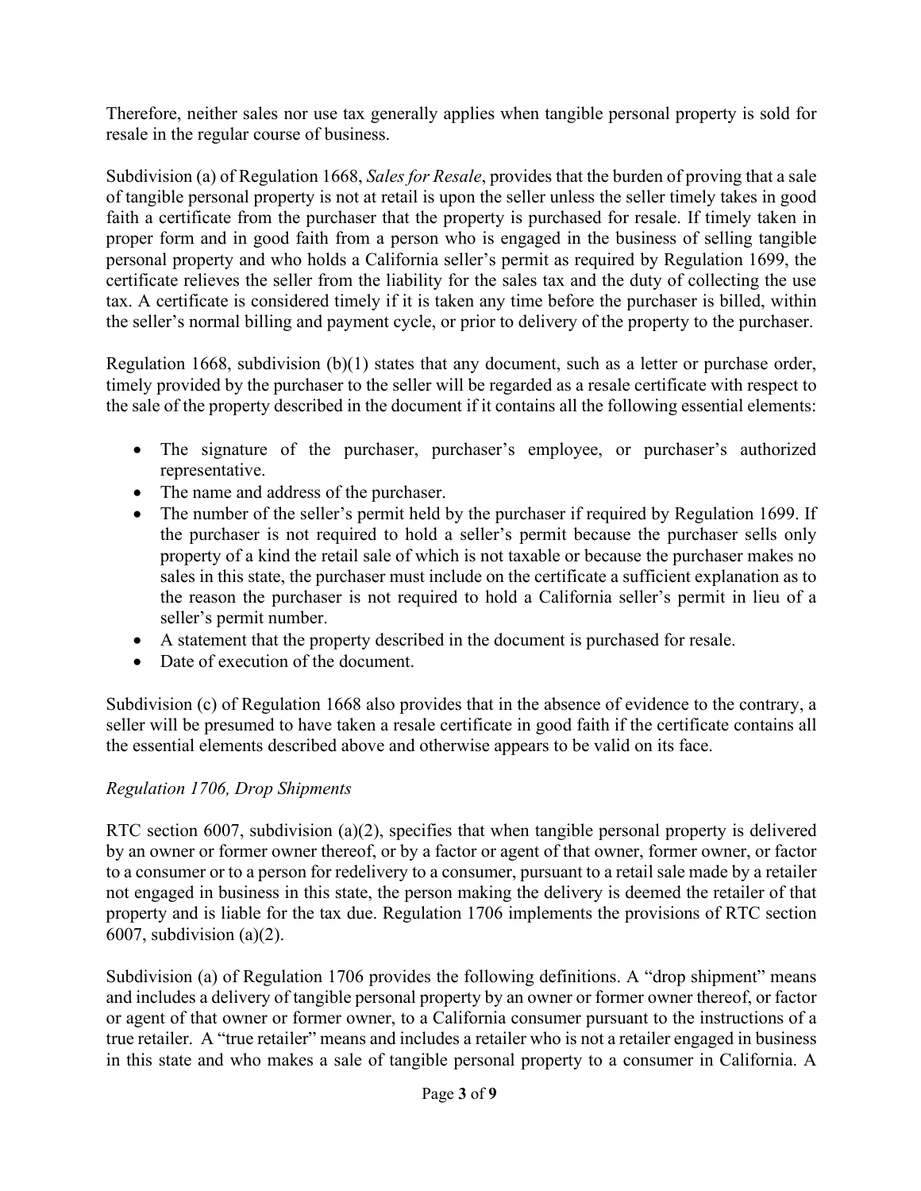Therefore, neither sales nor use tax generally applies when tangible personal property is sold for resale in the regular course of business.

Subdivision (a) of Regulation 1668, *Sales for Resale*, provides that the burden of proving that a sale of tangible personal property is not at retail is upon the seller unless the seller timely takes in good faith a certificate from the purchaser that the property is purchased for resale. If timely taken in proper form and in good faith from a person who is engaged in the business of selling tangible personal property and who holds a California seller's permit as required by Regulation 1699, the certificate relieves the seller from the liability for the sales tax and the duty of collecting the use tax. A certificate is considered timely if it is taken any time before the purchaser is billed, within the seller's normal billing and payment cycle, or prior to delivery of the property to the purchaser.

Regulation 1668, subdivision (b)(1) states that any document, such as a letter or purchase order, timely provided by the purchaser to the seller will be regarded as a resale certificate with respect to the sale of the property described in the document if it contains all the following essential elements:

- The signature of the purchaser, purchaser's employee, or purchaser's authorized representative.
- The name and address of the purchaser.
- The number of the seller's permit held by the purchaser if required by Regulation 1699. If the purchaser is not required to hold a seller's permit because the purchaser sells only property of a kind the retail sale of which is not taxable or because the purchaser makes no sales in this state, the purchaser must include on the certificate a sufficient explanation as to the reason the purchaser is not required to hold a California seller's permit in lieu of a seller's permit number.
- A statement that the property described in the document is purchased for resale.
- Date of execution of the document.

Subdivision (c) of Regulation 1668 also provides that in the absence of evidence to the contrary, a seller will be presumed to have taken a resale certificate in good faith if the certificate contains all the essential elements described above and otherwise appears to be valid on its face.

*Regulation 1706, Drop Shipments*

RTC section 6007, subdivision (a)(2), specifies that when tangible personal property is delivered by an owner or former owner thereof, or by a factor or agent of that owner, former owner, or factor to a consumer or to a person for redelivery to a consumer, pursuant to a retail sale made by a retailer not engaged in business in this state, the person making the delivery is deemed the retailer of that property and is liable for the tax due. Regulation 1706 implements the provisions of RTC section 6007, subdivision (a)(2).

Subdivision (a) of Regulation 1706 provides the following definitions. A "drop shipment" means and includes a delivery of tangible personal property by an owner or former owner thereof, or factor or agent of that owner or former owner, to a California consumer pursuant to the instructions of a true retailer. A "true retailer" means and includes a retailer who is not a retailer engaged in business in this state and who makes a sale of tangible personal property to a consumer in California. A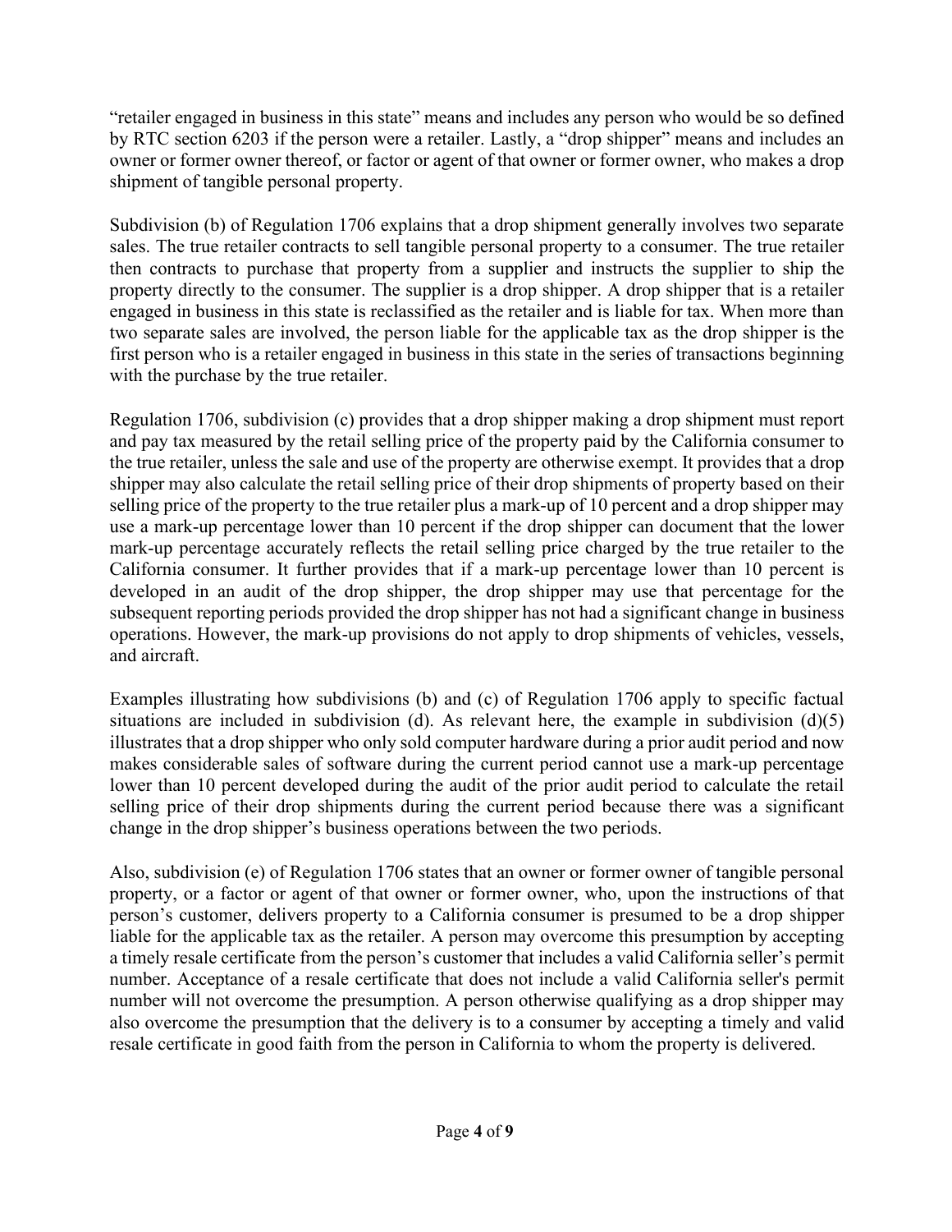"retailer engaged in business in this state" means and includes any person who would be so defined by RTC section 6203 if the person were a retailer. Lastly, a "drop shipper" means and includes an owner or former owner thereof, or factor or agent of that owner or former owner, who makes a drop shipment of tangible personal property.

Subdivision (b) of Regulation 1706 explains that a drop shipment generally involves two separate sales. The true retailer contracts to sell tangible personal property to a consumer. The true retailer then contracts to purchase that property from a supplier and instructs the supplier to ship the property directly to the consumer. The supplier is a drop shipper. A drop shipper that is a retailer engaged in business in this state is reclassified as the retailer and is liable for tax. When more than two separate sales are involved, the person liable for the applicable tax as the drop shipper is the first person who is a retailer engaged in business in this state in the series of transactions beginning with the purchase by the true retailer.

Regulation 1706, subdivision (c) provides that a drop shipper making a drop shipment must report and pay tax measured by the retail selling price of the property paid by the California consumer to the true retailer, unless the sale and use of the property are otherwise exempt. It provides that a drop shipper may also calculate the retail selling price of their drop shipments of property based on their selling price of the property to the true retailer plus a mark-up of 10 percent and a drop shipper may use a mark-up percentage lower than 10 percent if the drop shipper can document that the lower mark-up percentage accurately reflects the retail selling price charged by the true retailer to the California consumer. It further provides that if a mark-up percentage lower than 10 percent is developed in an audit of the drop shipper, the drop shipper may use that percentage for the subsequent reporting periods provided the drop shipper has not had a significant change in business operations. However, the mark-up provisions do not apply to drop shipments of vehicles, vessels, and aircraft.

Examples illustrating how subdivisions (b) and (c) of Regulation 1706 apply to specific factual situations are included in subdivision (d). As relevant here, the example in subdivision (d)(5) illustrates that a drop shipper who only sold computer hardware during a prior audit period and now makes considerable sales of software during the current period cannot use a mark-up percentage lower than 10 percent developed during the audit of the prior audit period to calculate the retail selling price of their drop shipments during the current period because there was a significant change in the drop shipper's business operations between the two periods.

Also, subdivision (e) of Regulation 1706 states that an owner or former owner of tangible personal property, or a factor or agent of that owner or former owner, who, upon the instructions of that person's customer, delivers property to a California consumer is presumed to be a drop shipper liable for the applicable tax as the retailer. A person may overcome this presumption by accepting a timely resale certificate from the person's customer that includes a valid California seller's permit number. Acceptance of a resale certificate that does not include a valid California seller's permit number will not overcome the presumption. A person otherwise qualifying as a drop shipper may also overcome the presumption that the delivery is to a consumer by accepting a timely and valid resale certificate in good faith from the person in California to whom the property is delivered.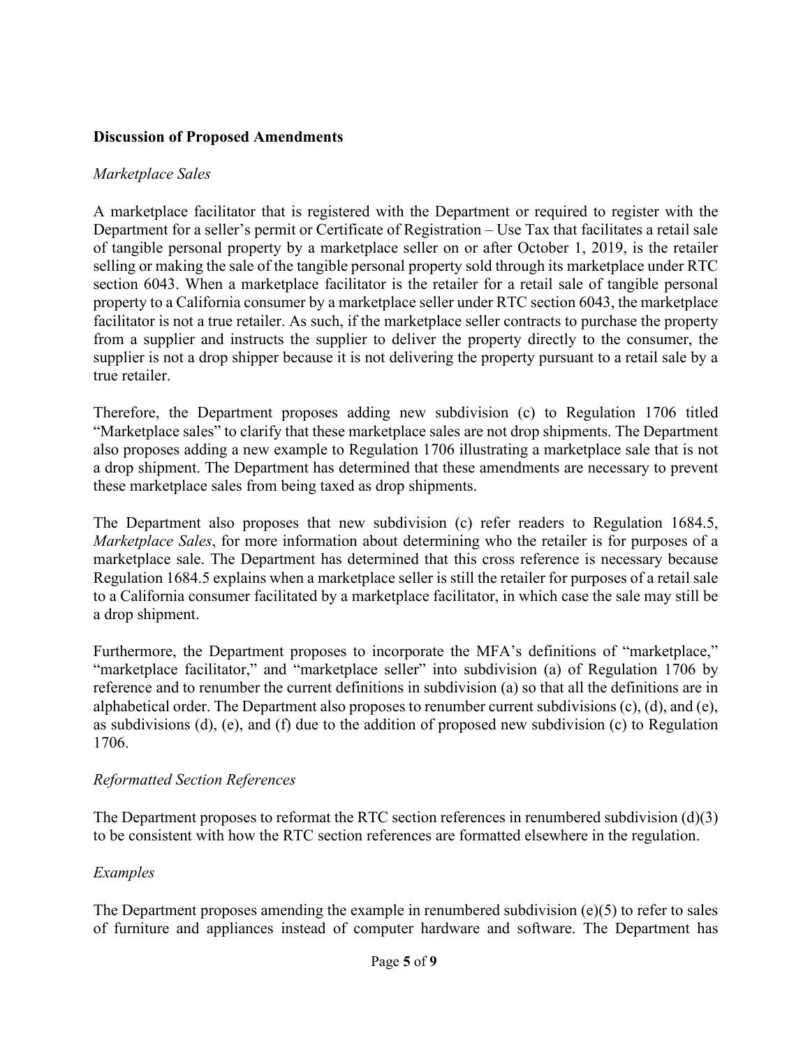**Discussion of Proposed Amendments**

*Marketplace Sales*

A marketplace facilitator that is registered with the Department or required to register with the Department for a seller's permit or Certificate of Registration – Use Tax that facilitates a retail sale of tangible personal property by a marketplace seller on or after October 1, 2019, is the retailer selling or making the sale of the tangible personal property sold through its marketplace under RTC section 6043. When a marketplace facilitator is the retailer for a retail sale of tangible personal property to a California consumer by a marketplace seller under RTC section 6043, the marketplace facilitator is not a true retailer. As such, if the marketplace seller contracts to purchase the property from a supplier and instructs the supplier to deliver the property directly to the consumer, the supplier is not a drop shipper because it is not delivering the property pursuant to a retail sale by a true retailer.

Therefore, the Department proposes adding new subdivision (c) to Regulation 1706 titled "Marketplace sales" to clarify that these marketplace sales are not drop shipments. The Department also proposes adding a new example to Regulation 1706 illustrating a marketplace sale that is not a drop shipment. The Department has determined that these amendments are necessary to prevent these marketplace sales from being taxed as drop shipments.

The Department also proposes that new subdivision (c) refer readers to Regulation 1684.5, *Marketplace Sales*, for more information about determining who the retailer is for purposes of a marketplace sale. The Department has determined that this cross reference is necessary because Regulation 1684.5 explains when a marketplace seller is still the retailer for purposes of a retail sale to a California consumer facilitated by a marketplace facilitator, in which case the sale may still be a drop shipment.

Furthermore, the Department proposes to incorporate the MFA's definitions of "marketplace," "marketplace facilitator," and "marketplace seller" into subdivision (a) of Regulation 1706 by reference and to renumber the current definitions in subdivision (a) so that all the definitions are in alphabetical order. The Department also proposes to renumber current subdivisions (c), (d), and (e), as subdivisions (d), (e), and (f) due to the addition of proposed new subdivision (c) to Regulation 1706.

*Reformatted Section References*

The Department proposes to reformat the RTC section references in renumbered subdivision (d)(3) to be consistent with how the RTC section references are formatted elsewhere in the regulation.

*Examples*

The Department proposes amending the example in renumbered subdivision (e)(5) to refer to sales of furniture and appliances instead of computer hardware and software. The Department has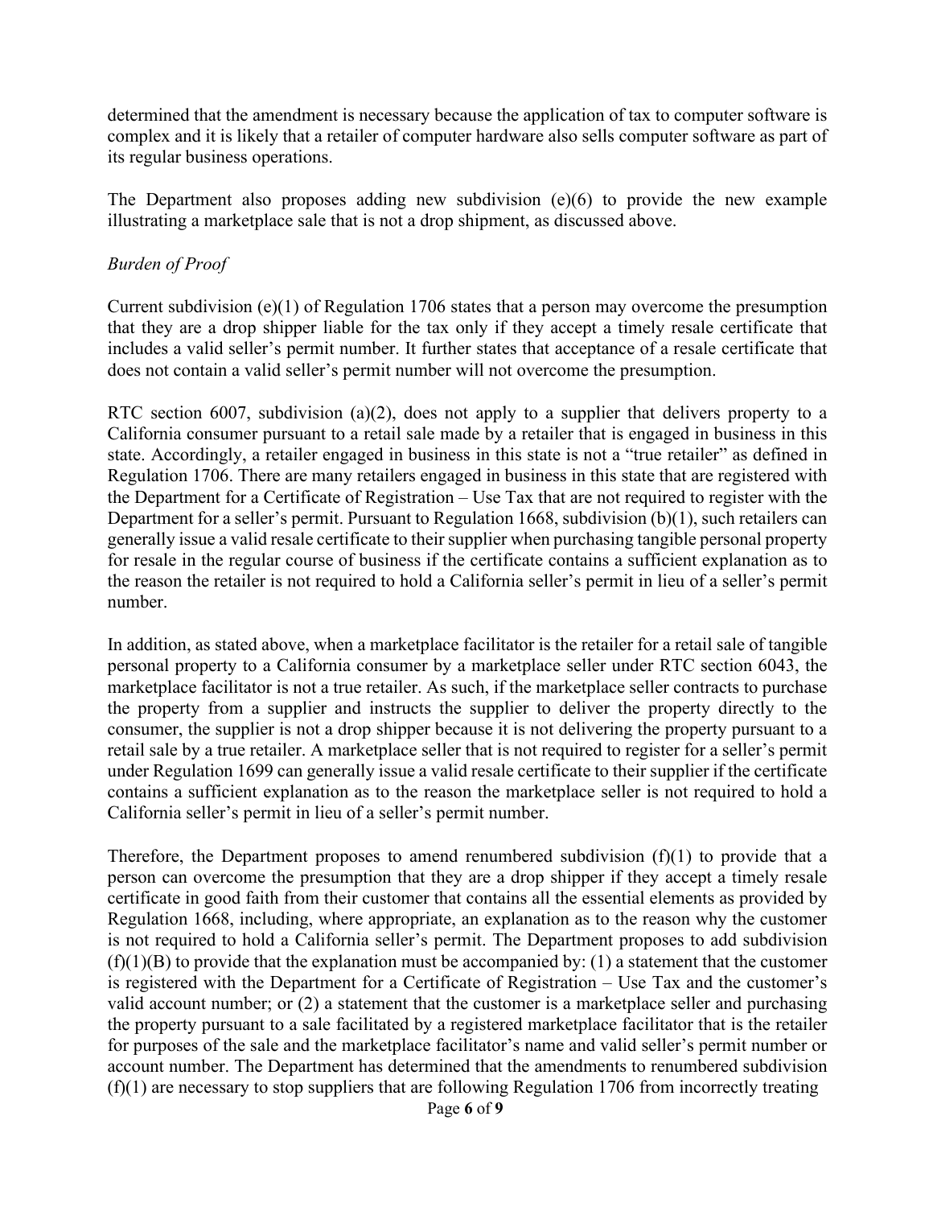determined that the amendment is necessary because the application of tax to computer software is complex and it is likely that a retailer of computer hardware also sells computer software as part of its regular business operations.

The Department also proposes adding new subdivision (e)(6) to provide the new example illustrating a marketplace sale that is not a drop shipment, as discussed above.

*Burden of Proof*

Current subdivision (e)(1) of Regulation 1706 states that a person may overcome the presumption that they are a drop shipper liable for the tax only if they accept a timely resale certificate that includes a valid seller's permit number. It further states that acceptance of a resale certificate that does not contain a valid seller's permit number will not overcome the presumption.

RTC section 6007, subdivision (a)(2), does not apply to a supplier that delivers property to a California consumer pursuant to a retail sale made by a retailer that is engaged in business in this state. Accordingly, a retailer engaged in business in this state is not a "true retailer" as defined in Regulation 1706. There are many retailers engaged in business in this state that are registered with the Department for a Certificate of Registration – Use Tax that are not required to register with the Department for a seller's permit. Pursuant to Regulation 1668, subdivision (b)(1), such retailers can generally issue a valid resale certificate to their supplier when purchasing tangible personal property for resale in the regular course of business if the certificate contains a sufficient explanation as to the reason the retailer is not required to hold a California seller's permit in lieu of a seller's permit number.

In addition, as stated above, when a marketplace facilitator is the retailer for a retail sale of tangible personal property to a California consumer by a marketplace seller under RTC section 6043, the marketplace facilitator is not a true retailer. As such, if the marketplace seller contracts to purchase the property from a supplier and instructs the supplier to deliver the property directly to the consumer, the supplier is not a drop shipper because it is not delivering the property pursuant to a retail sale by a true retailer. A marketplace seller that is not required to register for a seller's permit under Regulation 1699 can generally issue a valid resale certificate to their supplier if the certificate contains a sufficient explanation as to the reason the marketplace seller is not required to hold a California seller's permit in lieu of a seller's permit number.

Therefore, the Department proposes to amend renumbered subdivision (f)(1) to provide that a person can overcome the presumption that they are a drop shipper if they accept a timely resale certificate in good faith from their customer that contains all the essential elements as provided by Regulation 1668, including, where appropriate, an explanation as to the reason why the customer is not required to hold a California seller's permit. The Department proposes to add subdivision (f)(1)(B) to provide that the explanation must be accompanied by: (1) a statement that the customer is registered with the Department for a Certificate of Registration – Use Tax and the customer's valid account number; or (2) a statement that the customer is a marketplace seller and purchasing the property pursuant to a sale facilitated by a registered marketplace facilitator that is the retailer for purposes of the sale and the marketplace facilitator's name and valid seller's permit number or account number. The Department has determined that the amendments to renumbered subdivision (f)(1) are necessary to stop suppliers that are following Regulation 1706 from incorrectly treating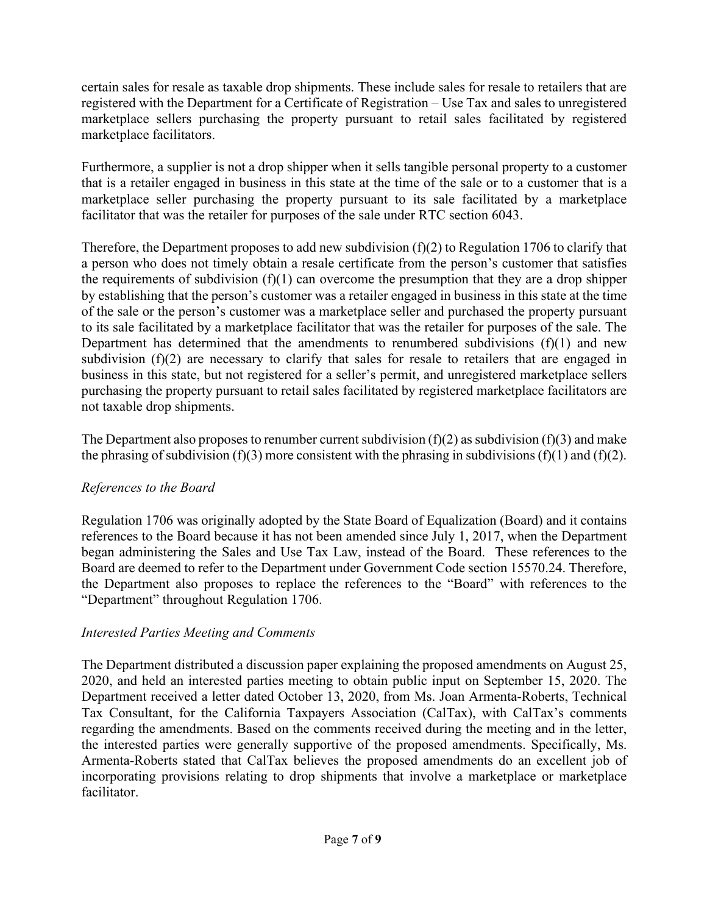certain sales for resale as taxable drop shipments. These include sales for resale to retailers that are registered with the Department for a Certificate of Registration – Use Tax and sales to unregistered marketplace sellers purchasing the property pursuant to retail sales facilitated by registered marketplace facilitators.

Furthermore, a supplier is not a drop shipper when it sells tangible personal property to a customer that is a retailer engaged in business in this state at the time of the sale or to a customer that is a marketplace seller purchasing the property pursuant to its sale facilitated by a marketplace facilitator that was the retailer for purposes of the sale under RTC section 6043.

Therefore, the Department proposes to add new subdivision (f)(2) to Regulation 1706 to clarify that a person who does not timely obtain a resale certificate from the person's customer that satisfies the requirements of subdivision (f)(1) can overcome the presumption that they are a drop shipper by establishing that the person's customer was a retailer engaged in business in this state at the time of the sale or the person's customer was a marketplace seller and purchased the property pursuant to its sale facilitated by a marketplace facilitator that was the retailer for purposes of the sale. The Department has determined that the amendments to renumbered subdivisions (f)(1) and new subdivision (f)(2) are necessary to clarify that sales for resale to retailers that are engaged in business in this state, but not registered for a seller's permit, and unregistered marketplace sellers purchasing the property pursuant to retail sales facilitated by registered marketplace facilitators are not taxable drop shipments.

The Department also proposes to renumber current subdivision (f)(2) as subdivision (f)(3) and make the phrasing of subdivision (f)(3) more consistent with the phrasing in subdivisions (f)(1) and (f)(2).

*References to the Board*

Regulation 1706 was originally adopted by the State Board of Equalization (Board) and it contains references to the Board because it has not been amended since July 1, 2017, when the Department began administering the Sales and Use Tax Law, instead of the Board. These references to the Board are deemed to refer to the Department under Government Code section 15570.24. Therefore, the Department also proposes to replace the references to the "Board" with references to the "Department" throughout Regulation 1706.

*Interested Parties Meeting and Comments*

The Department distributed a discussion paper explaining the proposed amendments on August 25, 2020, and held an interested parties meeting to obtain public input on September 15, 2020. The Department received a letter dated October 13, 2020, from Ms. Joan Armenta-Roberts, Technical Tax Consultant, for the California Taxpayers Association (CalTax), with CalTax's comments regarding the amendments. Based on the comments received during the meeting and in the letter, the interested parties were generally supportive of the proposed amendments. Specifically, Ms. Armenta-Roberts stated that CalTax believes the proposed amendments do an excellent job of incorporating provisions relating to drop shipments that involve a marketplace or marketplace facilitator.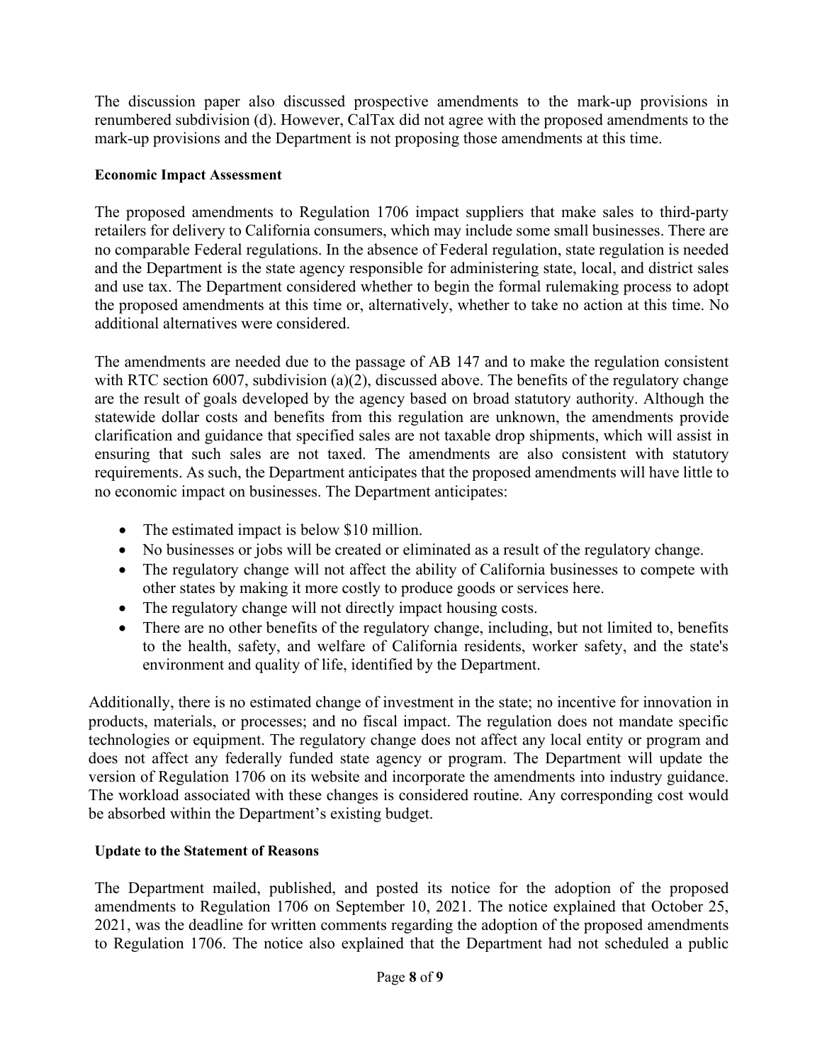The discussion paper also discussed prospective amendments to the mark-up provisions in renumbered subdivision (d). However, CalTax did not agree with the proposed amendments to the mark-up provisions and the Department is not proposing those amendments at this time.

**Economic Impact Assessment**

The proposed amendments to Regulation 1706 impact suppliers that make sales to third-party retailers for delivery to California consumers, which may include some small businesses. There are no comparable Federal regulations. In the absence of Federal regulation, state regulation is needed and the Department is the state agency responsible for administering state, local, and district sales and use tax. The Department considered whether to begin the formal rulemaking process to adopt the proposed amendments at this time or, alternatively, whether to take no action at this time. No additional alternatives were considered.

The amendments are needed due to the passage of AB 147 and to make the regulation consistent with RTC section 6007, subdivision (a)(2), discussed above. The benefits of the regulatory change are the result of goals developed by the agency based on broad statutory authority. Although the statewide dollar costs and benefits from this regulation are unknown, the amendments provide clarification and guidance that specified sales are not taxable drop shipments, which will assist in ensuring that such sales are not taxed. The amendments are also consistent with statutory requirements. As such, the Department anticipates that the proposed amendments will have little to no economic impact on businesses. The Department anticipates:

- The estimated impact is below $10 million.
- No businesses or jobs will be created or eliminated as a result of the regulatory change.
- The regulatory change will not affect the ability of California businesses to compete with other states by making it more costly to produce goods or services here.
- The regulatory change will not directly impact housing costs.
- There are no other benefits of the regulatory change, including, but not limited to, benefits to the health, safety, and welfare of California residents, worker safety, and the state's environment and quality of life, identified by the Department.

Additionally, there is no estimated change of investment in the state; no incentive for innovation in products, materials, or processes; and no fiscal impact. The regulation does not mandate specific technologies or equipment. The regulatory change does not affect any local entity or program and does not affect any federally funded state agency or program. The Department will update the version of Regulation 1706 on its website and incorporate the amendments into industry guidance. The workload associated with these changes is considered routine. Any corresponding cost would be absorbed within the Department's existing budget.

**Update to the Statement of Reasons**

The Department mailed, published, and posted its notice for the adoption of the proposed amendments to Regulation 1706 on September 10, 2021. The notice explained that October 25, 2021, was the deadline for written comments regarding the adoption of the proposed amendments to Regulation 1706. The notice also explained that the Department had not scheduled a public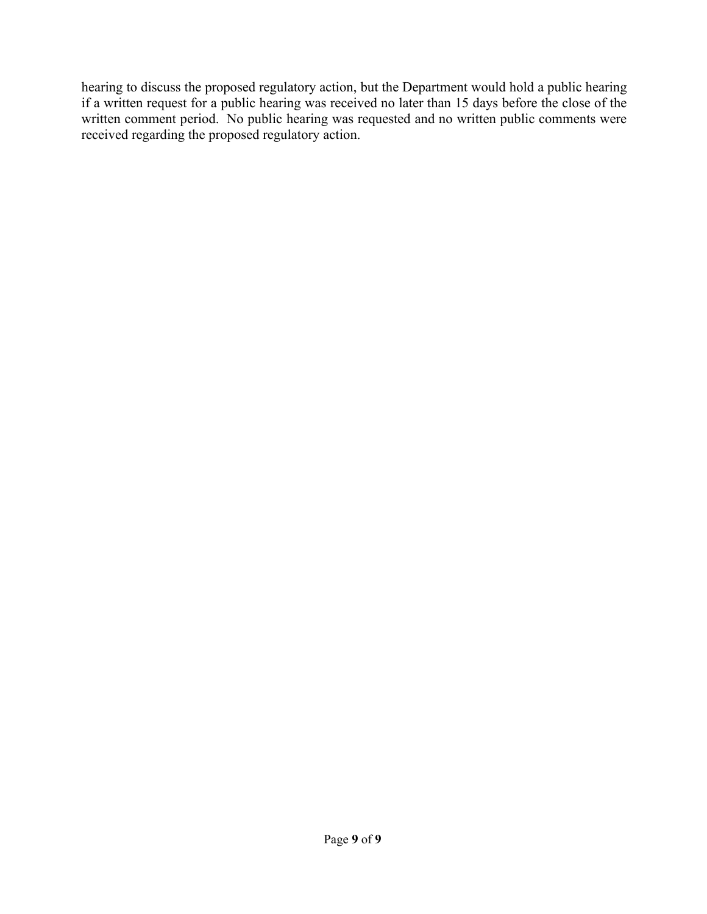hearing to discuss the proposed regulatory action, but the Department would hold a public hearing if a written request for a public hearing was received no later than 15 days before the close of the written comment period. No public hearing was requested and no written public comments were received regarding the proposed regulatory action.